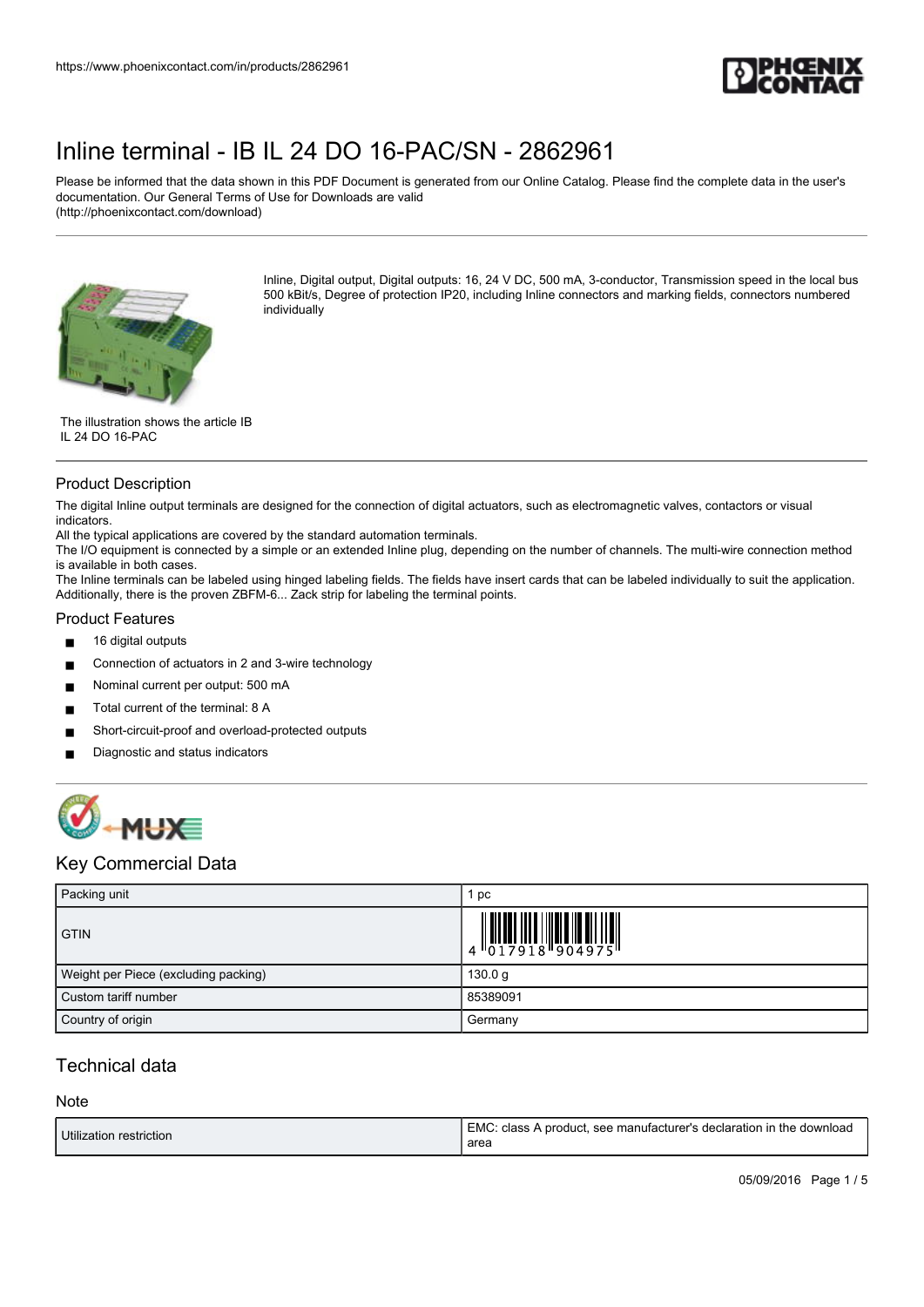# Inline terminal - IB IL 24 DO 16-PAC/SN - 2862961

Please be informed that the data shown in this PDF Document is generated from our Online Catalog. Please find the complete data in the user's documentation. Our General Terms of Use for Downloads are valid (http://phoenixcontact.com/download)

Inline, Digital output, Digital outputs: 16, 24 V DC, 500 mA, 3-conductor, Transmission speed in the local bus 500 kBit/s, Degree of protection IP20, including Inline connectors and marking fields, connectors numbered individually

The illustration shows the article IB IL 24 DO 16-PAC

## Product Description

The digital Inline output terminals are designed for the connection of digital actuators, such as electromagnetic valves, contactors or visual indicators.
All the typical applications are covered by the standard automation terminals.
The I/O equipment is connected by a simple or an extended Inline plug, depending on the number of channels. The multi-wire connection method is available in both cases.
The Inline terminals can be labeled using hinged labeling fields. The fields have insert cards that can be labeled individually to suit the application. Additionally, there is the proven ZBFM-6... Zack strip for labeling the terminal points.

## Product Features

- 16 digital outputs
- Connection of actuators in 2 and 3-wire technology
- Nominal current per output: 500 mA
- Total current of the terminal: 8 A
- Short-circuit-proof and overload-protected outputs
- Diagnostic and status indicators

## Key Commercial Data

| Packing unit | 1 pc |
|---|---|
| GTIN | 4 017918 904975 |
| Weight per Piece (excluding packing) | 130.0 g |
| Custom tariff number | 85389091 |
| Country of origin | Germany |

## Technical data

### Note

| Utilization restriction | EMC: class A product, see manufacturer's declaration in the download area |
|---|---|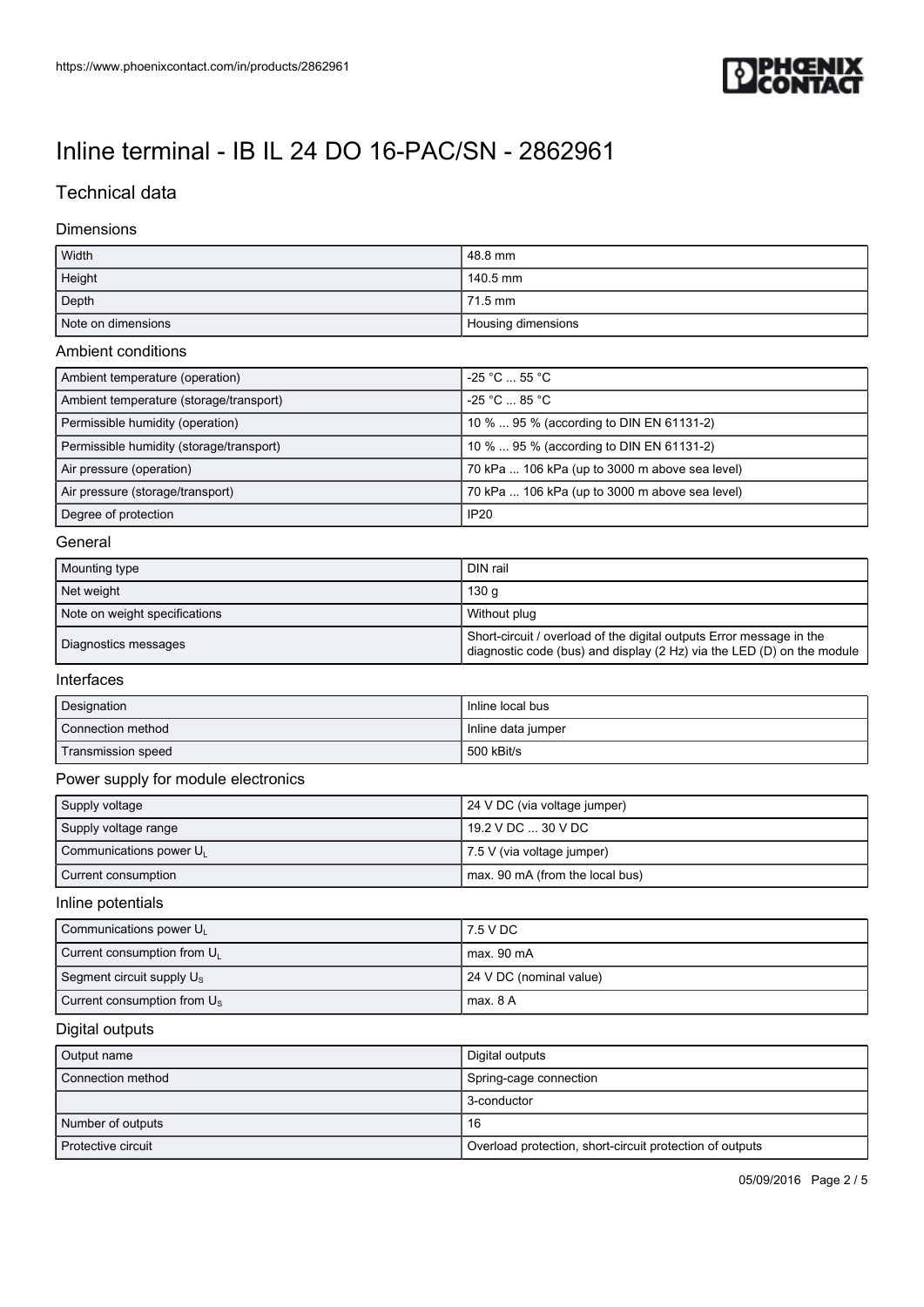# Inline terminal - IB IL 24 DO 16-PAC/SN - 2862961

## Technical data

### Dimensions

| | |
|---|---|
| Width | 48.8 mm |
| Height | 140.5 mm |
| Depth | 71.5 mm |
| Note on dimensions | Housing dimensions |

### Ambient conditions

| | |
|---|---|
| Ambient temperature (operation) | -25 °C ... 55 °C |
| Ambient temperature (storage/transport) | -25 °C ... 85 °C |
| Permissible humidity (operation) | 10 % ... 95 % (according to DIN EN 61131-2) |
| Permissible humidity (storage/transport) | 10 % ... 95 % (according to DIN EN 61131-2) |
| Air pressure (operation) | 70 kPa ... 106 kPa (up to 3000 m above sea level) |
| Air pressure (storage/transport) | 70 kPa ... 106 kPa (up to 3000 m above sea level) |
| Degree of protection | IP20 |

### General

| | |
|---|---|
| Mounting type | DIN rail |
| Net weight | 130 g |
| Note on weight specifications | Without plug |
| Diagnostics messages | Short-circuit / overload of the digital outputs Error message in the diagnostic code (bus) and display (2 Hz) via the LED (D) on the module |

### Interfaces

| | |
|---|---|
| Designation | Inline local bus |
| Connection method | Inline data jumper |
| Transmission speed | 500 kBit/s |

### Power supply for module electronics

| | |
|---|---|
| Supply voltage | 24 V DC (via voltage jumper) |
| Supply voltage range | 19.2 V DC ... 30 V DC |
| Communications power $U_L$ | 7.5 V (via voltage jumper) |
| Current consumption | max. 90 mA (from the local bus) |

### Inline potentials

| | |
|---|---|
| Communications power $U_L$ | 7.5 V DC |
| Current consumption from $U_L$ | max. 90 mA |
| Segment circuit supply $U_S$ | 24 V DC (nominal value) |
| Current consumption from $U_S$ | max. 8 A |

### Digital outputs

| | |
|---|---|
| Output name | Digital outputs |
| Connection method | Spring-cage connection |
| | 3-conductor |
| Number of outputs | 16 |
| Protective circuit | Overload protection, short-circuit protection of outputs |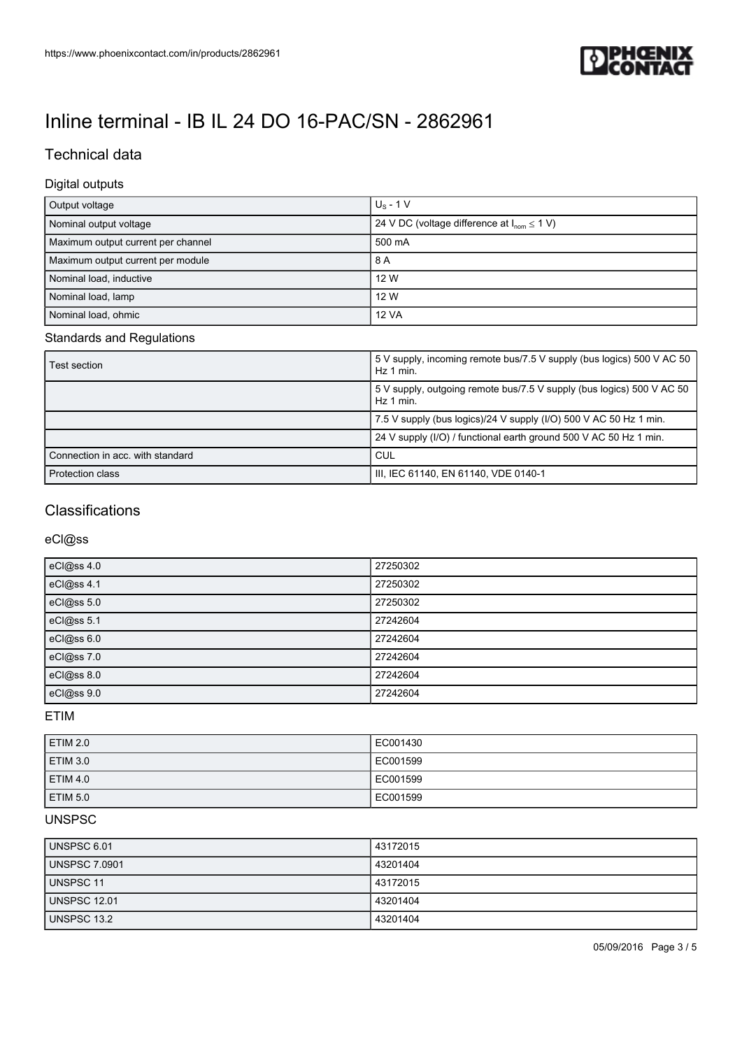# Inline terminal - IB IL 24 DO 16-PAC/SN - 2862961

## Technical data

### Digital outputs

| | |
|---|---|
| Output voltage | $U_S$ - 1 V |
| Nominal output voltage | 24 V DC (voltage difference at $I_{nom} \leq 1$ V) |
| Maximum output current per channel | 500 mA |
| Maximum output current per module | 8 A |
| Nominal load, inductive | 12 W |
| Nominal load, lamp | 12 W |
| Nominal load, ohmic | 12 VA |

### Standards and Regulations

| | |
|---|---|
| Test section | 5 V supply, incoming remote bus/7.5 V supply (bus logics) 500 V AC 50 Hz 1 min. |
| | 5 V supply, outgoing remote bus/7.5 V supply (bus logics) 500 V AC 50 Hz 1 min. |
| | 7.5 V supply (bus logics)/24 V supply (I/O) 500 V AC 50 Hz 1 min. |
| | 24 V supply (I/O) / functional earth ground 500 V AC 50 Hz 1 min. |
| Connection in acc. with standard | CUL |
| Protection class | III, IEC 61140, EN 61140, VDE 0140-1 |

## Classifications

### eCl@ss

| | |
|---|---|
| eCl@ss 4.0 | 27250302 |
| eCl@ss 4.1 | 27250302 |
| eCl@ss 5.0 | 27250302 |
| eCl@ss 5.1 | 27242604 |
| eCl@ss 6.0 | 27242604 |
| eCl@ss 7.0 | 27242604 |
| eCl@ss 8.0 | 27242604 |
| eCl@ss 9.0 | 27242604 |

### ETIM

| | |
|---|---|
| ETIM 2.0 | EC001430 |
| ETIM 3.0 | EC001599 |
| ETIM 4.0 | EC001599 |
| ETIM 5.0 | EC001599 |

### UNSPSC

| | |
|---|---|
| UNSPSC 6.01 | 43172015 |
| UNSPSC 7.0901 | 43201404 |
| UNSPSC 11 | 43172015 |
| UNSPSC 12.01 | 43201404 |
| UNSPSC 13.2 | 43201404 |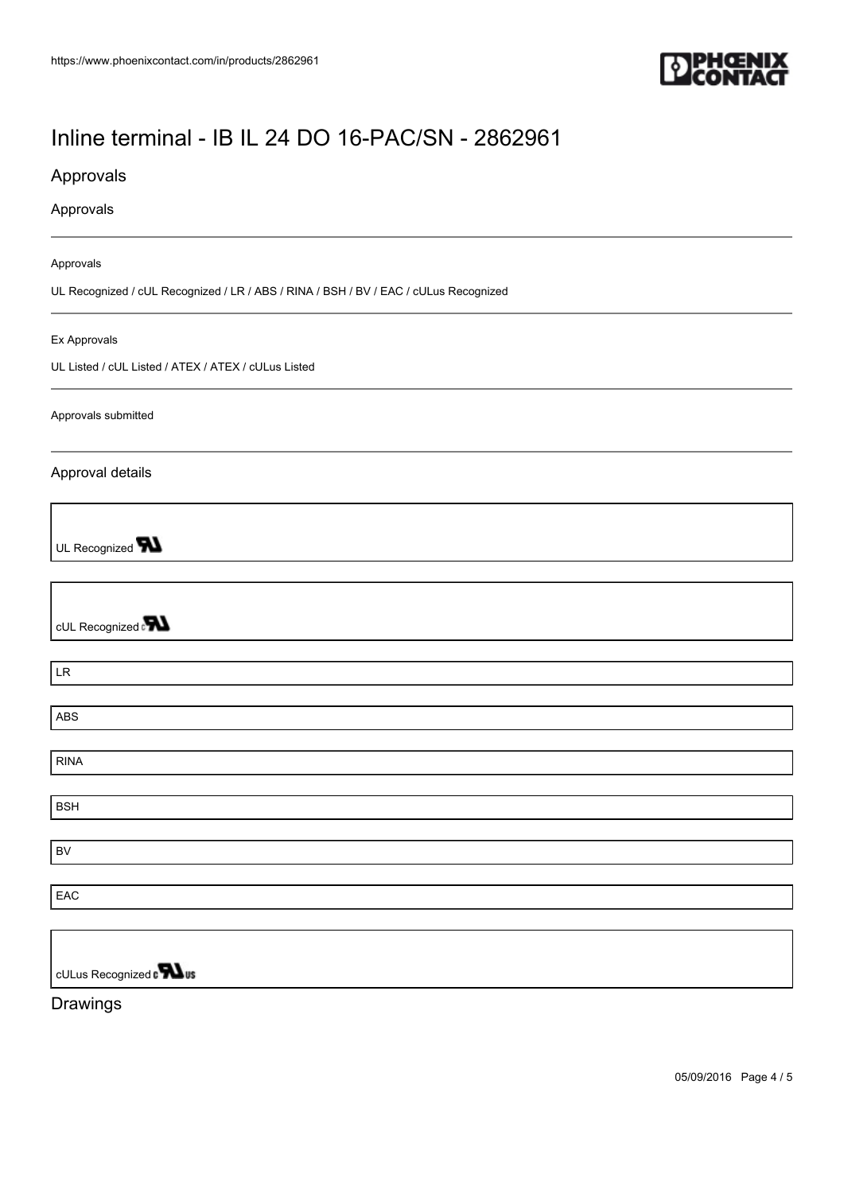# Inline terminal - IB IL 24 DO 16-PAC/SN - 2862961

## Approvals

### Approvals

Approvals

UL Recognized / cUL Recognized / LR / ABS / RINA / BSH / BV / EAC / cULus Recognized

Ex Approvals

UL Listed / cUL Listed / ATEX / ATEX / cULus Listed

Approvals submitted

### Approval details

| UL Recognized |
|---|

| cUL Recognized |
|---|

| LR |
|---|

| ABS |
|---|

| RINA |
|---|

| BSH |
|---|

| BV |
|---|

| EAC |
|---|

| cULus Recognized |
|---|

## Drawings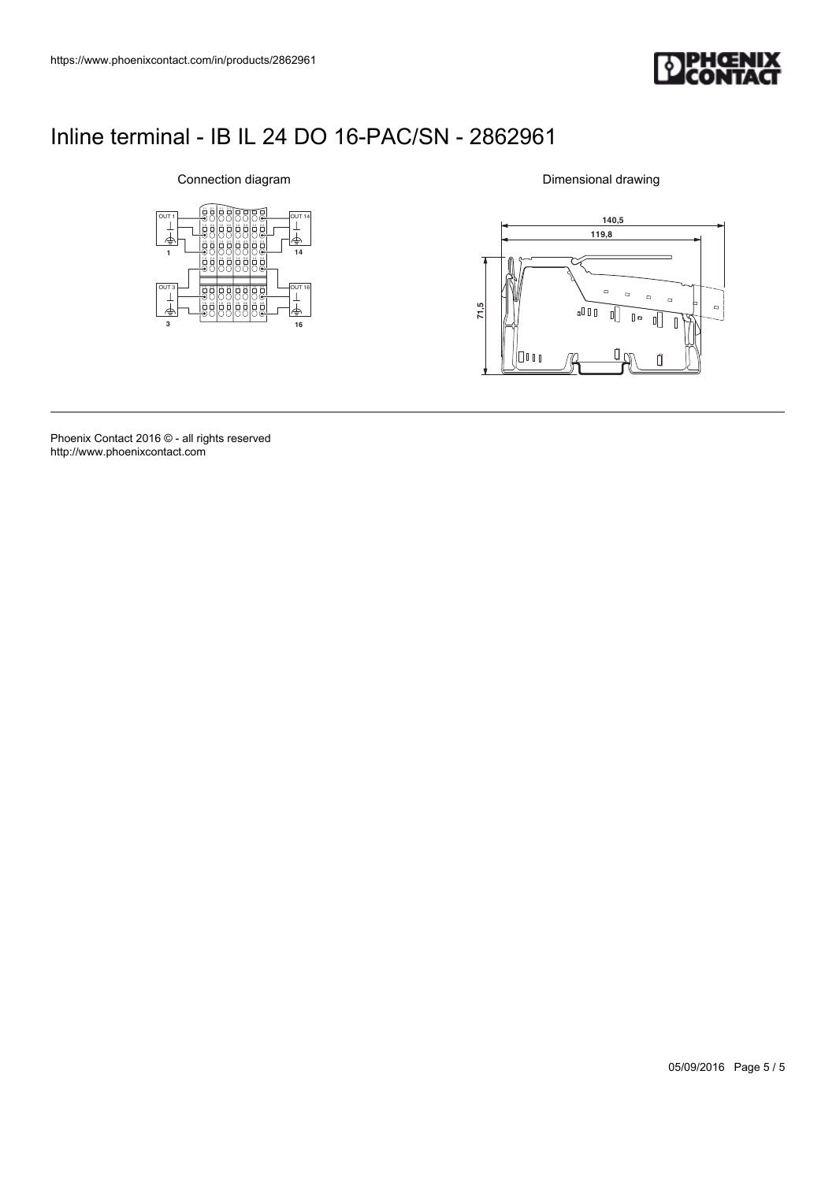# Inline terminal - IB IL 24 DO 16-PAC/SN - 2862961

Connection diagram

OUT 1

1

OUT 14

14

OUT 3

3

OUT 16

16

Dimensional drawing

140,5

119,8

71,5

Phoenix Contact 2016 © - all rights reserved
http://www.phoenixcontact.com